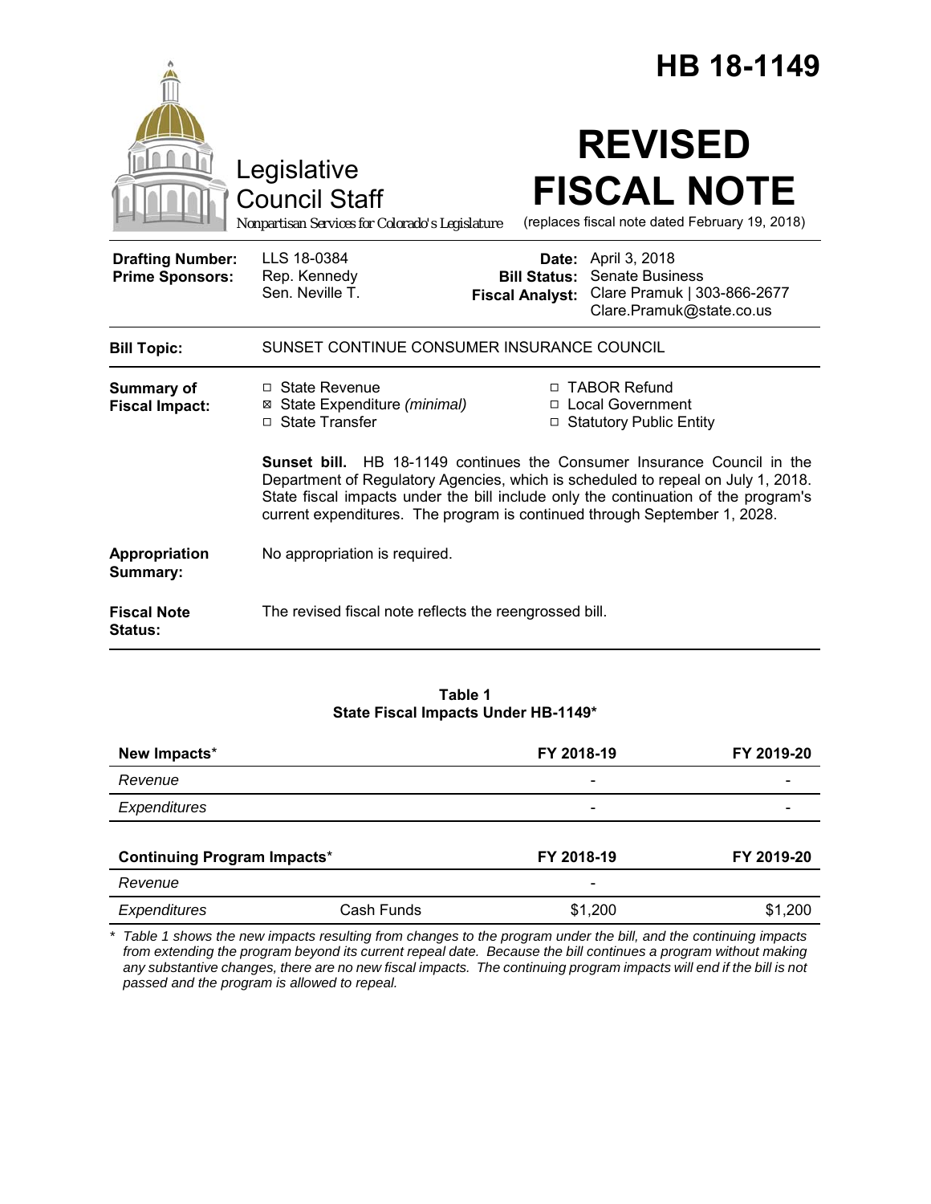# HB 18-1149

Legislative Council Staff
Nonpartisan Services for Colorado's Legislature

# REVISED FISCAL NOTE

(replaces fiscal note dated February 19, 2018)

| | | | |
|---|---|---|---|
| **Drafting Number:** | LLS 18-0384 | **Date:** | April 3, 2018 |
| **Prime Sponsors:** | Rep. Kennedy<br>Sen. Neville T. | **Bill Status:** | Senate Business |
| | | **Fiscal Analyst:** | Clare Pramuk \| 303-866-2677<br>Clare.Pramuk@state.co.us |

**Bill Topic:** SUNSET CONTINUE CONSUMER INSURANCE COUNCIL

**Summary of Fiscal Impact:**

- ☐ State Revenue
- ☒ State Expenditure *(minimal)*
- ☐ State Transfer
- ☐ TABOR Refund
- ☐ Local Government
- ☐ Statutory Public Entity

**Sunset bill.** HB 18-1149 continues the Consumer Insurance Council in the Department of Regulatory Agencies, which is scheduled to repeal on July 1, 2018. State fiscal impacts under the bill include only the continuation of the program's current expenditures. The program is continued through September 1, 2028.

**Appropriation Summary:** No appropriation is required.

**Fiscal Note Status:** The revised fiscal note reflects the reengrossed bill.

**Table 1**
**State Fiscal Impacts Under HB-1149***

| **New Impacts*** | | **FY 2018-19** | **FY 2019-20** |
|---|---|---|---|
| *Revenue* | | - | - |
| *Expenditures* | | - | - |
| **Continuing Program Impacts*** | | **FY 2018-19** | **FY 2019-20** |
| *Revenue* | | - | |
| *Expenditures* | Cash Funds | $1,200 | $1,200 |

\* *Table 1 shows the new impacts resulting from changes to the program under the bill, and the continuing impacts from extending the program beyond its current repeal date. Because the bill continues a program without making any substantive changes, there are no new fiscal impacts. The continuing program impacts will end if the bill is not passed and the program is allowed to repeal.*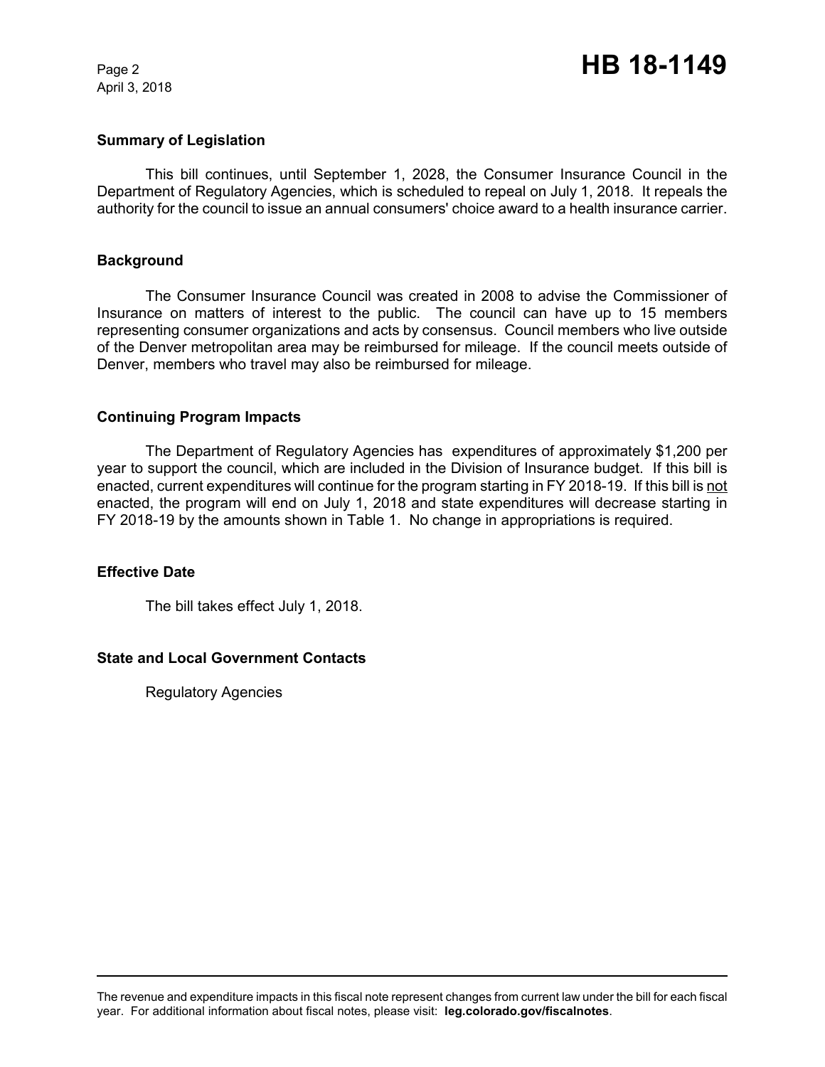## Summary of Legislation

This bill continues, until September 1, 2028, the Consumer Insurance Council in the Department of Regulatory Agencies, which is scheduled to repeal on July 1, 2018. It repeals the authority for the council to issue an annual consumers' choice award to a health insurance carrier.

## Background

The Consumer Insurance Council was created in 2008 to advise the Commissioner of Insurance on matters of interest to the public. The council can have up to 15 members representing consumer organizations and acts by consensus. Council members who live outside of the Denver metropolitan area may be reimbursed for mileage. If the council meets outside of Denver, members who travel may also be reimbursed for mileage.

## Continuing Program Impacts

The Department of Regulatory Agencies has expenditures of approximately $1,200 per year to support the council, which are included in the Division of Insurance budget. If this bill is enacted, current expenditures will continue for the program starting in FY 2018-19. If this bill is not enacted, the program will end on July 1, 2018 and state expenditures will decrease starting in FY 2018-19 by the amounts shown in Table 1. No change in appropriations is required.

## Effective Date

The bill takes effect July 1, 2018.

## State and Local Government Contacts

Regulatory Agencies

The revenue and expenditure impacts in this fiscal note represent changes from current law under the bill for each fiscal year. For additional information about fiscal notes, please visit: **leg.colorado.gov/fiscalnotes**.